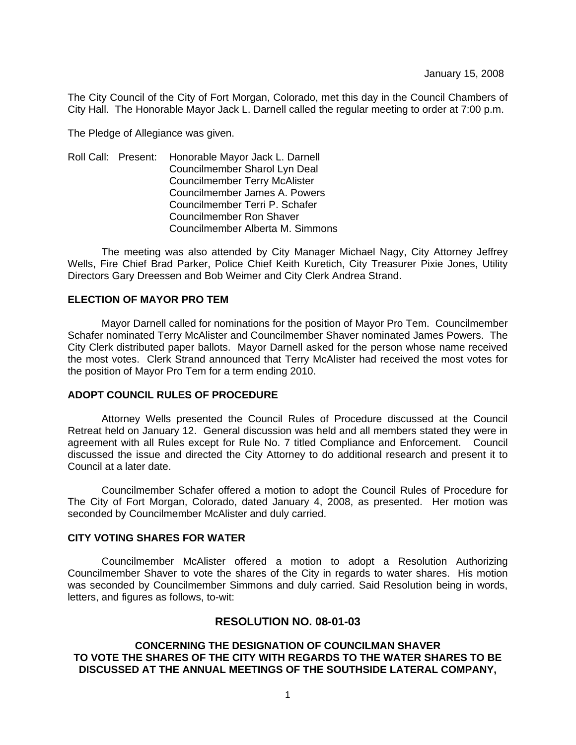January 15, 2008

The City Council of the City of Fort Morgan, Colorado, met this day in the Council Chambers of City Hall. The Honorable Mayor Jack L. Darnell called the regular meeting to order at 7:00 p.m.

The Pledge of Allegiance was given.

Roll Call: Present:
- Honorable Mayor Jack L. Darnell
- Councilmember Sharol Lyn Deal
- Councilmember Terry McAlister
- Councilmember James A. Powers
- Councilmember Terri P. Schafer
- Councilmember Ron Shaver
- Councilmember Alberta M. Simmons

The meeting was also attended by City Manager Michael Nagy, City Attorney Jeffrey Wells, Fire Chief Brad Parker, Police Chief Keith Kuretich, City Treasurer Pixie Jones, Utility Directors Gary Dreessen and Bob Weimer and City Clerk Andrea Strand.

**ELECTION OF MAYOR PRO TEM**

Mayor Darnell called for nominations for the position of Mayor Pro Tem. Councilmember Schafer nominated Terry McAlister and Councilmember Shaver nominated James Powers. The City Clerk distributed paper ballots. Mayor Darnell asked for the person whose name received the most votes. Clerk Strand announced that Terry McAlister had received the most votes for the position of Mayor Pro Tem for a term ending 2010.

**ADOPT COUNCIL RULES OF PROCEDURE**

Attorney Wells presented the Council Rules of Procedure discussed at the Council Retreat held on January 12. General discussion was held and all members stated they were in agreement with all Rules except for Rule No. 7 titled Compliance and Enforcement. Council discussed the issue and directed the City Attorney to do additional research and present it to Council at a later date.

Councilmember Schafer offered a motion to adopt the Council Rules of Procedure for The City of Fort Morgan, Colorado, dated January 4, 2008, as presented. Her motion was seconded by Councilmember McAlister and duly carried.

**CITY VOTING SHARES FOR WATER**

Councilmember McAlister offered a motion to adopt a Resolution Authorizing Councilmember Shaver to vote the shares of the City in regards to water shares. His motion was seconded by Councilmember Simmons and duly carried. Said Resolution being in words, letters, and figures as follows, to-wit:

## RESOLUTION NO. 08-01-03

**CONCERNING THE DESIGNATION OF COUNCILMAN SHAVER TO VOTE THE SHARES OF THE CITY WITH REGARDS TO THE WATER SHARES TO BE DISCUSSED AT THE ANNUAL MEETINGS OF THE SOUTHSIDE LATERAL COMPANY,**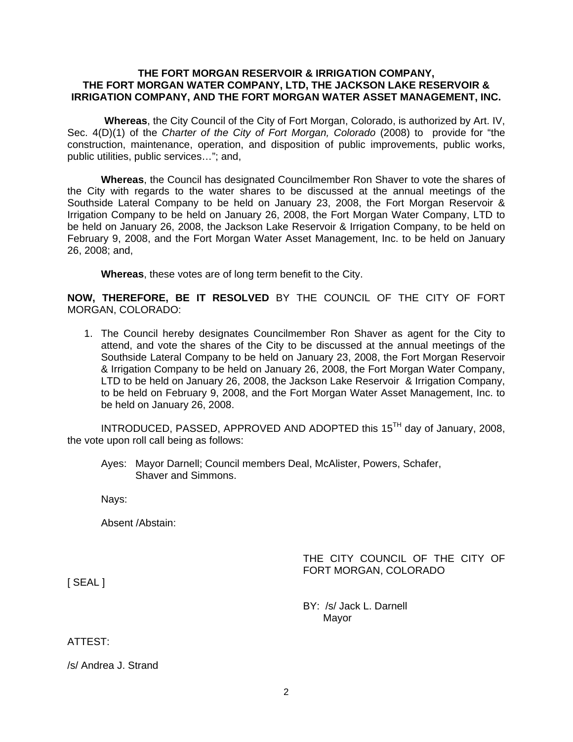**THE FORT MORGAN RESERVOIR & IRRIGATION COMPANY, THE FORT MORGAN WATER COMPANY, LTD, THE JACKSON LAKE RESERVOIR & IRRIGATION COMPANY, AND THE FORT MORGAN WATER ASSET MANAGEMENT, INC.**

**Whereas**, the City Council of the City of Fort Morgan, Colorado, is authorized by Art. IV, Sec. 4(D)(1) of the *Charter of the City of Fort Morgan, Colorado* (2008) to provide for "the construction, maintenance, operation, and disposition of public improvements, public works, public utilities, public services…"; and,

**Whereas**, the Council has designated Councilmember Ron Shaver to vote the shares of the City with regards to the water shares to be discussed at the annual meetings of the Southside Lateral Company to be held on January 23, 2008, the Fort Morgan Reservoir & Irrigation Company to be held on January 26, 2008, the Fort Morgan Water Company, LTD to be held on January 26, 2008, the Jackson Lake Reservoir & Irrigation Company, to be held on February 9, 2008, and the Fort Morgan Water Asset Management, Inc. to be held on January 26, 2008; and,

**Whereas**, these votes are of long term benefit to the City.

**NOW, THEREFORE, BE IT RESOLVED** BY THE COUNCIL OF THE CITY OF FORT MORGAN, COLORADO:

1. The Council hereby designates Councilmember Ron Shaver as agent for the City to attend, and vote the shares of the City to be discussed at the annual meetings of the Southside Lateral Company to be held on January 23, 2008, the Fort Morgan Reservoir & Irrigation Company to be held on January 26, 2008, the Fort Morgan Water Company, LTD to be held on January 26, 2008, the Jackson Lake Reservoir & Irrigation Company, to be held on February 9, 2008, and the Fort Morgan Water Asset Management, Inc. to be held on January 26, 2008.

INTRODUCED, PASSED, APPROVED AND ADOPTED this 15[TH] day of January, 2008, the vote upon roll call being as follows:

Ayes: Mayor Darnell; Council members Deal, McAlister, Powers, Schafer, Shaver and Simmons.

Nays:

Absent /Abstain:

THE CITY COUNCIL OF THE CITY OF FORT MORGAN, COLORADO

[ SEAL ]

BY: /s/ Jack L. Darnell
Mayor

ATTEST:

/s/ Andrea J. Strand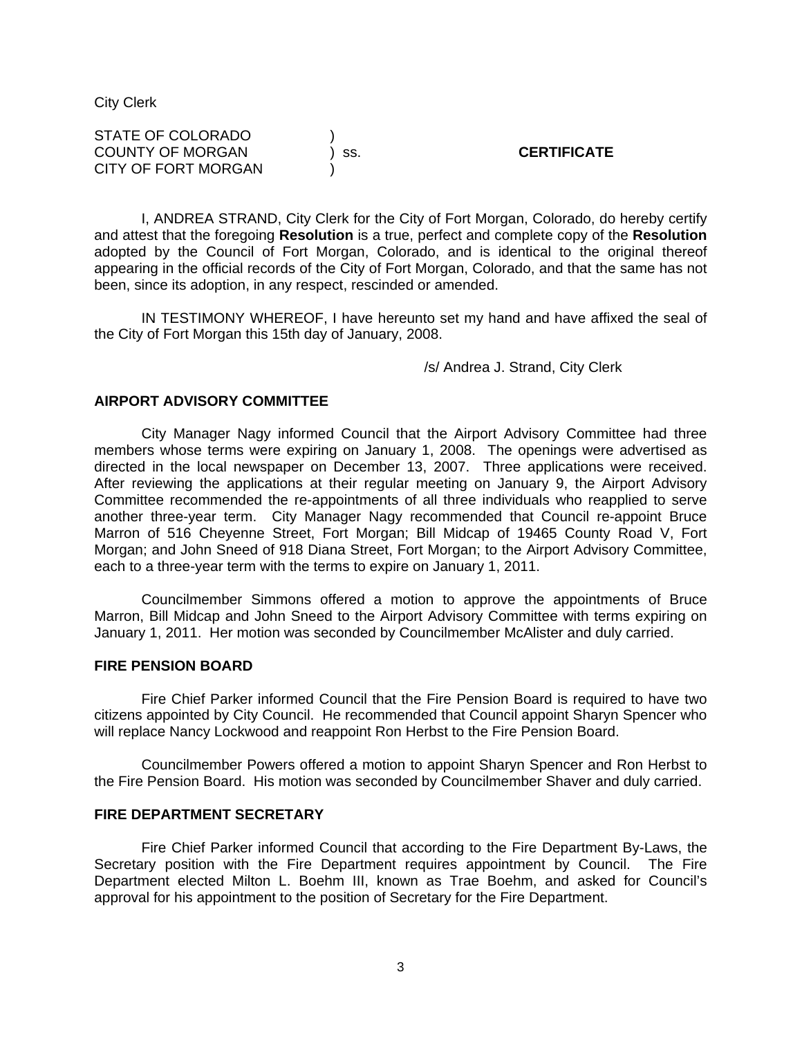City Clerk

STATE OF COLORADO )
COUNTY OF MORGAN ) ss. **CERTIFICATE**
CITY OF FORT MORGAN )

I, ANDREA STRAND, City Clerk for the City of Fort Morgan, Colorado, do hereby certify and attest that the foregoing **Resolution** is a true, perfect and complete copy of the **Resolution** adopted by the Council of Fort Morgan, Colorado, and is identical to the original thereof appearing in the official records of the City of Fort Morgan, Colorado, and that the same has not been, since its adoption, in any respect, rescinded or amended.

IN TESTIMONY WHEREOF, I have hereunto set my hand and have affixed the seal of the City of Fort Morgan this 15th day of January, 2008.

/s/ Andrea J. Strand, City Clerk

**AIRPORT ADVISORY COMMITTEE**

City Manager Nagy informed Council that the Airport Advisory Committee had three members whose terms were expiring on January 1, 2008. The openings were advertised as directed in the local newspaper on December 13, 2007. Three applications were received. After reviewing the applications at their regular meeting on January 9, the Airport Advisory Committee recommended the re-appointments of all three individuals who reapplied to serve another three-year term. City Manager Nagy recommended that Council re-appoint Bruce Marron of 516 Cheyenne Street, Fort Morgan; Bill Midcap of 19465 County Road V, Fort Morgan; and John Sneed of 918 Diana Street, Fort Morgan; to the Airport Advisory Committee, each to a three-year term with the terms to expire on January 1, 2011.

Councilmember Simmons offered a motion to approve the appointments of Bruce Marron, Bill Midcap and John Sneed to the Airport Advisory Committee with terms expiring on January 1, 2011. Her motion was seconded by Councilmember McAlister and duly carried.

**FIRE PENSION BOARD**

Fire Chief Parker informed Council that the Fire Pension Board is required to have two citizens appointed by City Council. He recommended that Council appoint Sharyn Spencer who will replace Nancy Lockwood and reappoint Ron Herbst to the Fire Pension Board.

Councilmember Powers offered a motion to appoint Sharyn Spencer and Ron Herbst to the Fire Pension Board. His motion was seconded by Councilmember Shaver and duly carried.

**FIRE DEPARTMENT SECRETARY**

Fire Chief Parker informed Council that according to the Fire Department By-Laws, the Secretary position with the Fire Department requires appointment by Council. The Fire Department elected Milton L. Boehm III, known as Trae Boehm, and asked for Council's approval for his appointment to the position of Secretary for the Fire Department.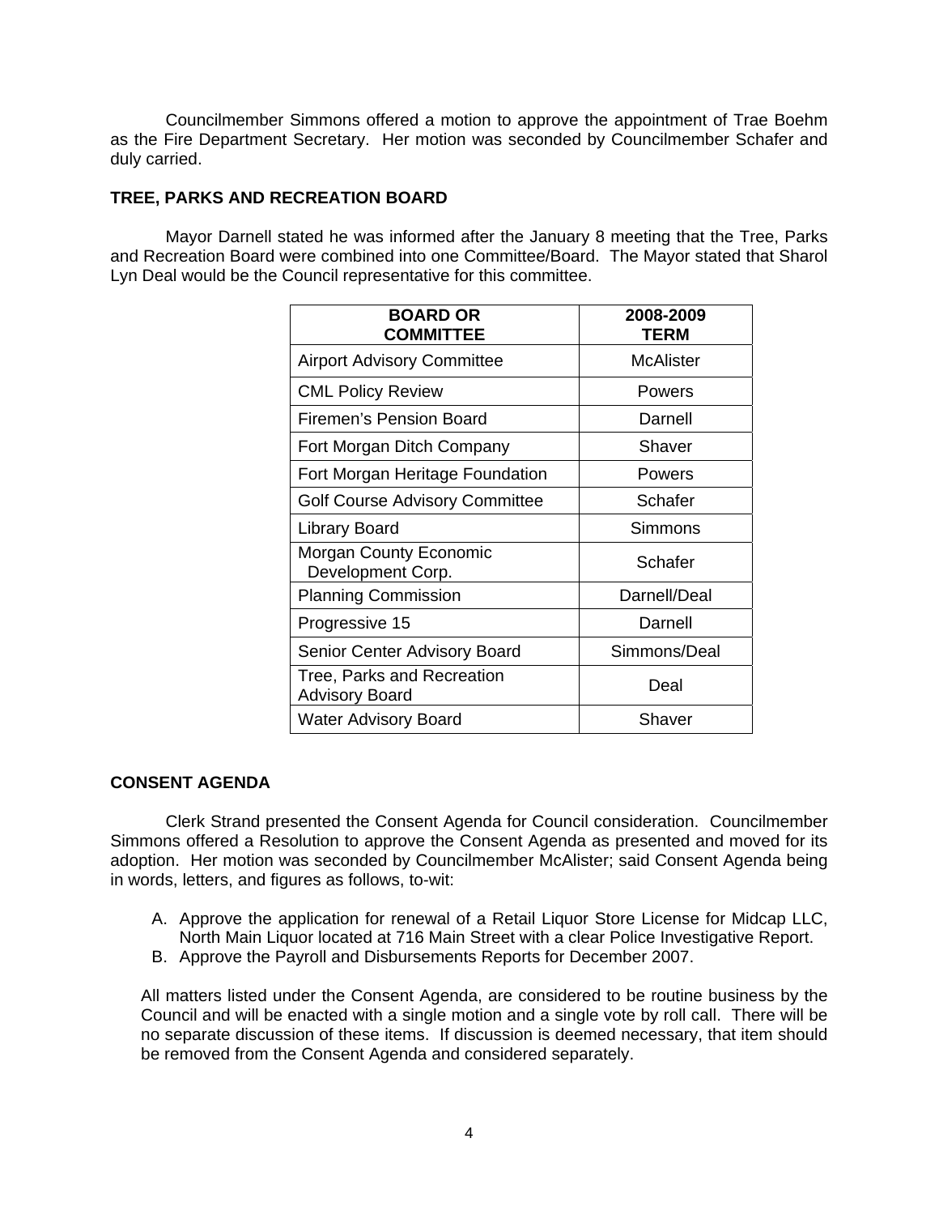Councilmember Simmons offered a motion to approve the appointment of Trae Boehm as the Fire Department Secretary. Her motion was seconded by Councilmember Schafer and duly carried.

## TREE, PARKS AND RECREATION BOARD

Mayor Darnell stated he was informed after the January 8 meeting that the Tree, Parks and Recreation Board were combined into one Committee/Board. The Mayor stated that Sharol Lyn Deal would be the Council representative for this committee.

| BOARD OR COMMITTEE | 2008-2009 TERM |
|---|---|
| Airport Advisory Committee | McAlister |
| CML Policy Review | Powers |
| Firemen's Pension Board | Darnell |
| Fort Morgan Ditch Company | Shaver |
| Fort Morgan Heritage Foundation | Powers |
| Golf Course Advisory Committee | Schafer |
| Library Board | Simmons |
| Morgan County Economic Development Corp. | Schafer |
| Planning Commission | Darnell/Deal |
| Progressive 15 | Darnell |
| Senior Center Advisory Board | Simmons/Deal |
| Tree, Parks and Recreation Advisory Board | Deal |
| Water Advisory Board | Shaver |

## CONSENT AGENDA

Clerk Strand presented the Consent Agenda for Council consideration. Councilmember Simmons offered a Resolution to approve the Consent Agenda as presented and moved for its adoption. Her motion was seconded by Councilmember McAlister; said Consent Agenda being in words, letters, and figures as follows, to-wit:

A. Approve the application for renewal of a Retail Liquor Store License for Midcap LLC, North Main Liquor located at 716 Main Street with a clear Police Investigative Report.
B. Approve the Payroll and Disbursements Reports for December 2007.

All matters listed under the Consent Agenda, are considered to be routine business by the Council and will be enacted with a single motion and a single vote by roll call. There will be no separate discussion of these items. If discussion is deemed necessary, that item should be removed from the Consent Agenda and considered separately.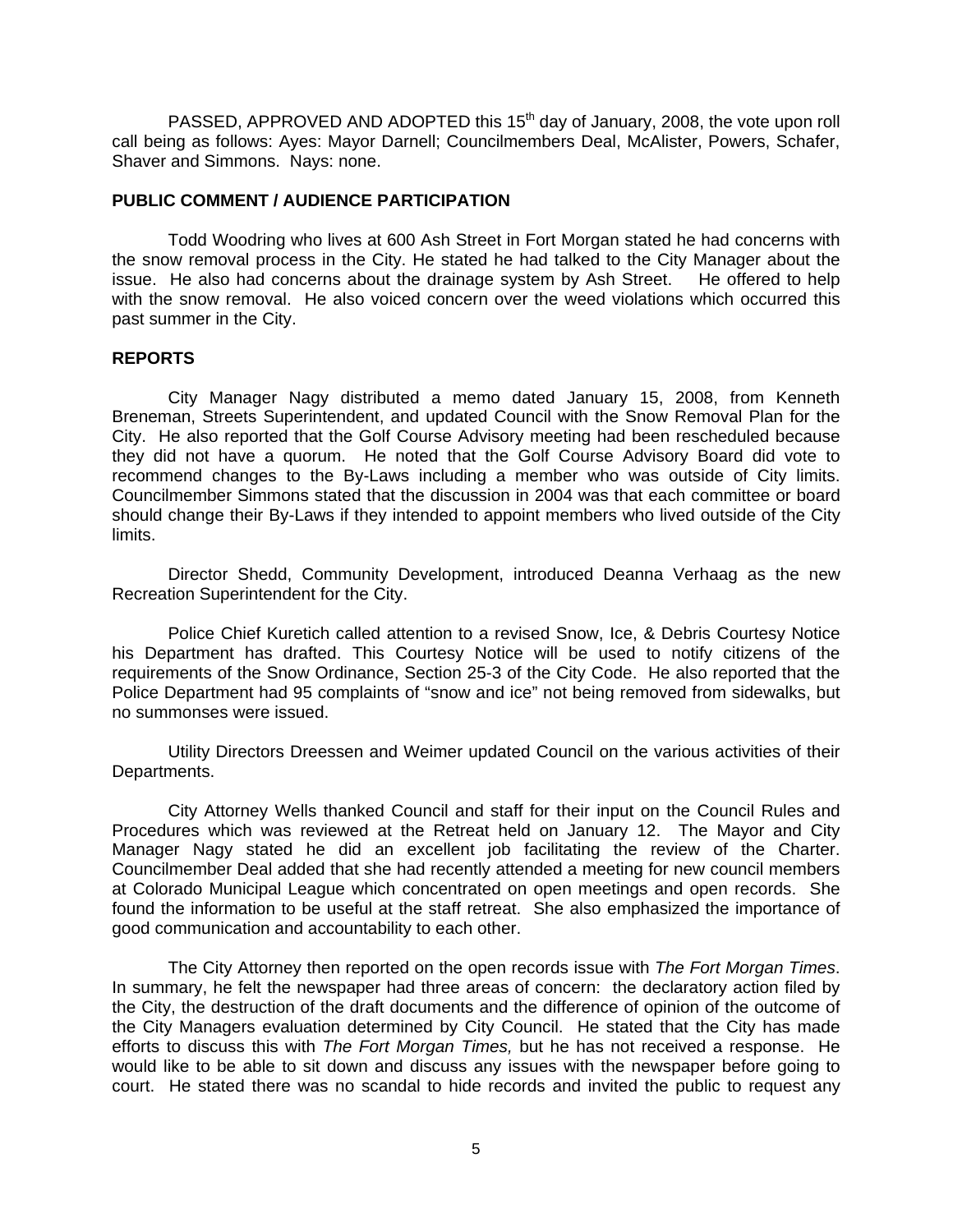PASSED, APPROVED AND ADOPTED this 15th day of January, 2008, the vote upon roll call being as follows: Ayes: Mayor Darnell; Councilmembers Deal, McAlister, Powers, Schafer, Shaver and Simmons. Nays: none.

**PUBLIC COMMENT / AUDIENCE PARTICIPATION**

Todd Woodring who lives at 600 Ash Street in Fort Morgan stated he had concerns with the snow removal process in the City. He stated he had talked to the City Manager about the issue. He also had concerns about the drainage system by Ash Street. He offered to help with the snow removal. He also voiced concern over the weed violations which occurred this past summer in the City.

**REPORTS**

City Manager Nagy distributed a memo dated January 15, 2008, from Kenneth Breneman, Streets Superintendent, and updated Council with the Snow Removal Plan for the City. He also reported that the Golf Course Advisory meeting had been rescheduled because they did not have a quorum. He noted that the Golf Course Advisory Board did vote to recommend changes to the By-Laws including a member who was outside of City limits. Councilmember Simmons stated that the discussion in 2004 was that each committee or board should change their By-Laws if they intended to appoint members who lived outside of the City limits.

Director Shedd, Community Development, introduced Deanna Verhaag as the new Recreation Superintendent for the City.

Police Chief Kuretich called attention to a revised Snow, Ice, & Debris Courtesy Notice his Department has drafted. This Courtesy Notice will be used to notify citizens of the requirements of the Snow Ordinance, Section 25-3 of the City Code. He also reported that the Police Department had 95 complaints of "snow and ice" not being removed from sidewalks, but no summonses were issued.

Utility Directors Dreessen and Weimer updated Council on the various activities of their Departments.

City Attorney Wells thanked Council and staff for their input on the Council Rules and Procedures which was reviewed at the Retreat held on January 12. The Mayor and City Manager Nagy stated he did an excellent job facilitating the review of the Charter. Councilmember Deal added that she had recently attended a meeting for new council members at Colorado Municipal League which concentrated on open meetings and open records. She found the information to be useful at the staff retreat. She also emphasized the importance of good communication and accountability to each other.

The City Attorney then reported on the open records issue with *The Fort Morgan Times*. In summary, he felt the newspaper had three areas of concern: the declaratory action filed by the City, the destruction of the draft documents and the difference of opinion of the outcome of the City Managers evaluation determined by City Council. He stated that the City has made efforts to discuss this with *The Fort Morgan Times,* but he has not received a response. He would like to be able to sit down and discuss any issues with the newspaper before going to court. He stated there was no scandal to hide records and invited the public to request any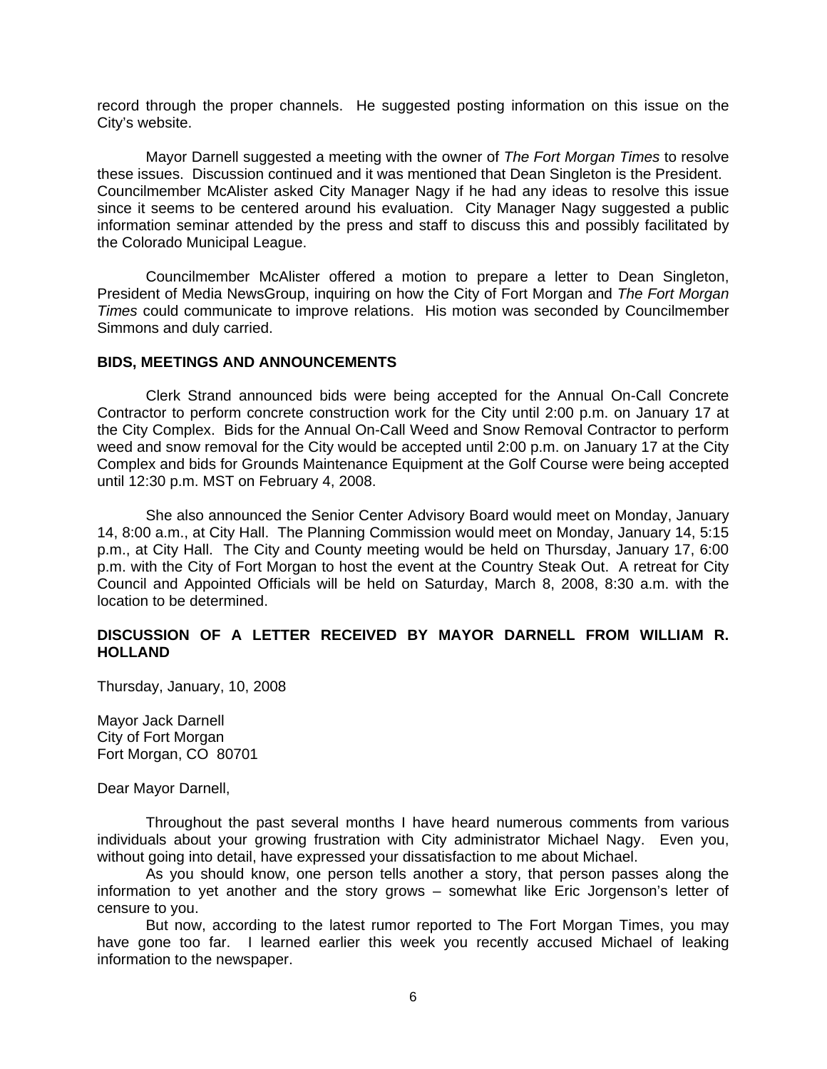record through the proper channels. He suggested posting information on this issue on the City's website.

Mayor Darnell suggested a meeting with the owner of *The Fort Morgan Times* to resolve these issues. Discussion continued and it was mentioned that Dean Singleton is the President. Councilmember McAlister asked City Manager Nagy if he had any ideas to resolve this issue since it seems to be centered around his evaluation. City Manager Nagy suggested a public information seminar attended by the press and staff to discuss this and possibly facilitated by the Colorado Municipal League.

Councilmember McAlister offered a motion to prepare a letter to Dean Singleton, President of Media NewsGroup, inquiring on how the City of Fort Morgan and *The Fort Morgan Times* could communicate to improve relations. His motion was seconded by Councilmember Simmons and duly carried.

**BIDS, MEETINGS AND ANNOUNCEMENTS**

Clerk Strand announced bids were being accepted for the Annual On-Call Concrete Contractor to perform concrete construction work for the City until 2:00 p.m. on January 17 at the City Complex. Bids for the Annual On-Call Weed and Snow Removal Contractor to perform weed and snow removal for the City would be accepted until 2:00 p.m. on January 17 at the City Complex and bids for Grounds Maintenance Equipment at the Golf Course were being accepted until 12:30 p.m. MST on February 4, 2008.

She also announced the Senior Center Advisory Board would meet on Monday, January 14, 8:00 a.m., at City Hall. The Planning Commission would meet on Monday, January 14, 5:15 p.m., at City Hall. The City and County meeting would be held on Thursday, January 17, 6:00 p.m. with the City of Fort Morgan to host the event at the Country Steak Out. A retreat for City Council and Appointed Officials will be held on Saturday, March 8, 2008, 8:30 a.m. with the location to be determined.

**DISCUSSION OF A LETTER RECEIVED BY MAYOR DARNELL FROM WILLIAM R. HOLLAND**

Thursday, January, 10, 2008

Mayor Jack Darnell
City of Fort Morgan
Fort Morgan, CO 80701

Dear Mayor Darnell,

Throughout the past several months I have heard numerous comments from various individuals about your growing frustration with City administrator Michael Nagy. Even you, without going into detail, have expressed your dissatisfaction to me about Michael.

As you should know, one person tells another a story, that person passes along the information to yet another and the story grows – somewhat like Eric Jorgenson's letter of censure to you.

But now, according to the latest rumor reported to The Fort Morgan Times, you may have gone too far. I learned earlier this week you recently accused Michael of leaking information to the newspaper.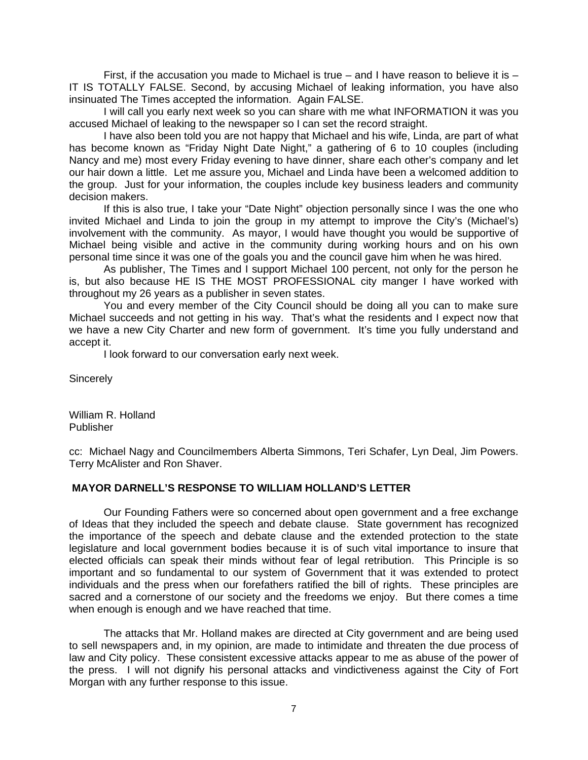First, if the accusation you made to Michael is true – and I have reason to believe it is – IT IS TOTALLY FALSE. Second, by accusing Michael of leaking information, you have also insinuated The Times accepted the information. Again FALSE.

I will call you early next week so you can share with me what INFORMATION it was you accused Michael of leaking to the newspaper so I can set the record straight.

I have also been told you are not happy that Michael and his wife, Linda, are part of what has become known as "Friday Night Date Night," a gathering of 6 to 10 couples (including Nancy and me) most every Friday evening to have dinner, share each other's company and let our hair down a little. Let me assure you, Michael and Linda have been a welcomed addition to the group. Just for your information, the couples include key business leaders and community decision makers.

If this is also true, I take your "Date Night" objection personally since I was the one who invited Michael and Linda to join the group in my attempt to improve the City's (Michael's) involvement with the community. As mayor, I would have thought you would be supportive of Michael being visible and active in the community during working hours and on his own personal time since it was one of the goals you and the council gave him when he was hired.

As publisher, The Times and I support Michael 100 percent, not only for the person he is, but also because HE IS THE MOST PROFESSIONAL city manger I have worked with throughout my 26 years as a publisher in seven states.

You and every member of the City Council should be doing all you can to make sure Michael succeeds and not getting in his way. That's what the residents and I expect now that we have a new City Charter and new form of government. It's time you fully understand and accept it.

I look forward to our conversation early next week.

Sincerely

William R. Holland
Publisher

cc: Michael Nagy and Councilmembers Alberta Simmons, Teri Schafer, Lyn Deal, Jim Powers. Terry McAlister and Ron Shaver.

**MAYOR DARNELL'S RESPONSE TO WILLIAM HOLLAND'S LETTER**

Our Founding Fathers were so concerned about open government and a free exchange of Ideas that they included the speech and debate clause. State government has recognized the importance of the speech and debate clause and the extended protection to the state legislature and local government bodies because it is of such vital importance to insure that elected officials can speak their minds without fear of legal retribution. This Principle is so important and so fundamental to our system of Government that it was extended to protect individuals and the press when our forefathers ratified the bill of rights. These principles are sacred and a cornerstone of our society and the freedoms we enjoy. But there comes a time when enough is enough and we have reached that time.

The attacks that Mr. Holland makes are directed at City government and are being used to sell newspapers and, in my opinion, are made to intimidate and threaten the due process of law and City policy. These consistent excessive attacks appear to me as abuse of the power of the press. I will not dignify his personal attacks and vindictiveness against the City of Fort Morgan with any further response to this issue.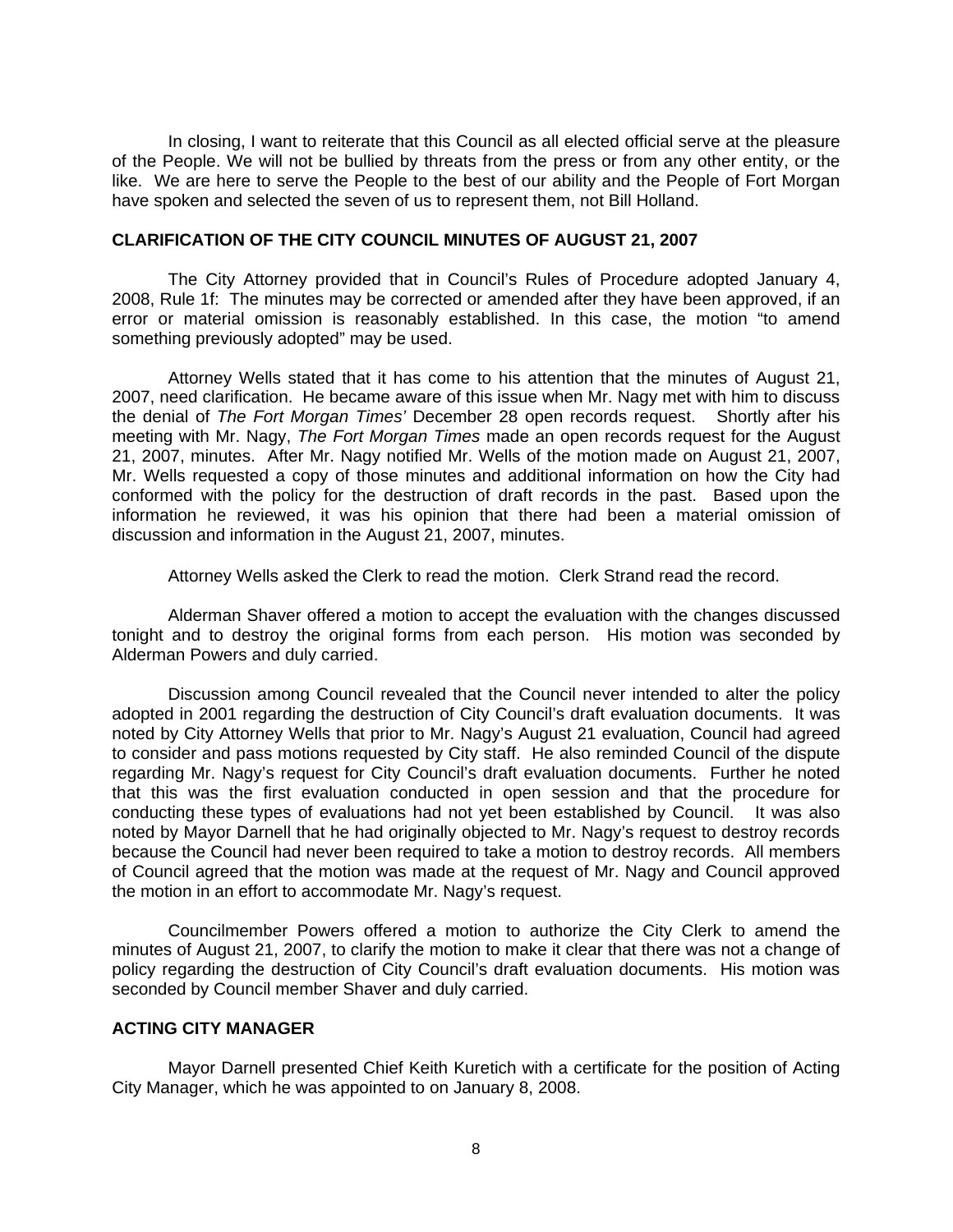In closing, I want to reiterate that this Council as all elected official serve at the pleasure of the People. We will not be bullied by threats from the press or from any other entity, or the like. We are here to serve the People to the best of our ability and the People of Fort Morgan have spoken and selected the seven of us to represent them, not Bill Holland.

**CLARIFICATION OF THE CITY COUNCIL MINUTES OF AUGUST 21, 2007**

The City Attorney provided that in Council's Rules of Procedure adopted January 4, 2008, Rule 1f: The minutes may be corrected or amended after they have been approved, if an error or material omission is reasonably established. In this case, the motion "to amend something previously adopted" may be used.

Attorney Wells stated that it has come to his attention that the minutes of August 21, 2007, need clarification. He became aware of this issue when Mr. Nagy met with him to discuss the denial of *The Fort Morgan Times'* December 28 open records request. Shortly after his meeting with Mr. Nagy, *The Fort Morgan Times* made an open records request for the August 21, 2007, minutes. After Mr. Nagy notified Mr. Wells of the motion made on August 21, 2007, Mr. Wells requested a copy of those minutes and additional information on how the City had conformed with the policy for the destruction of draft records in the past. Based upon the information he reviewed, it was his opinion that there had been a material omission of discussion and information in the August 21, 2007, minutes.

Attorney Wells asked the Clerk to read the motion. Clerk Strand read the record.

Alderman Shaver offered a motion to accept the evaluation with the changes discussed tonight and to destroy the original forms from each person. His motion was seconded by Alderman Powers and duly carried.

Discussion among Council revealed that the Council never intended to alter the policy adopted in 2001 regarding the destruction of City Council's draft evaluation documents. It was noted by City Attorney Wells that prior to Mr. Nagy's August 21 evaluation, Council had agreed to consider and pass motions requested by City staff. He also reminded Council of the dispute regarding Mr. Nagy's request for City Council's draft evaluation documents. Further he noted that this was the first evaluation conducted in open session and that the procedure for conducting these types of evaluations had not yet been established by Council. It was also noted by Mayor Darnell that he had originally objected to Mr. Nagy's request to destroy records because the Council had never been required to take a motion to destroy records. All members of Council agreed that the motion was made at the request of Mr. Nagy and Council approved the motion in an effort to accommodate Mr. Nagy's request.

Councilmember Powers offered a motion to authorize the City Clerk to amend the minutes of August 21, 2007, to clarify the motion to make it clear that there was not a change of policy regarding the destruction of City Council's draft evaluation documents. His motion was seconded by Council member Shaver and duly carried.

**ACTING CITY MANAGER**

Mayor Darnell presented Chief Keith Kuretich with a certificate for the position of Acting City Manager, which he was appointed to on January 8, 2008.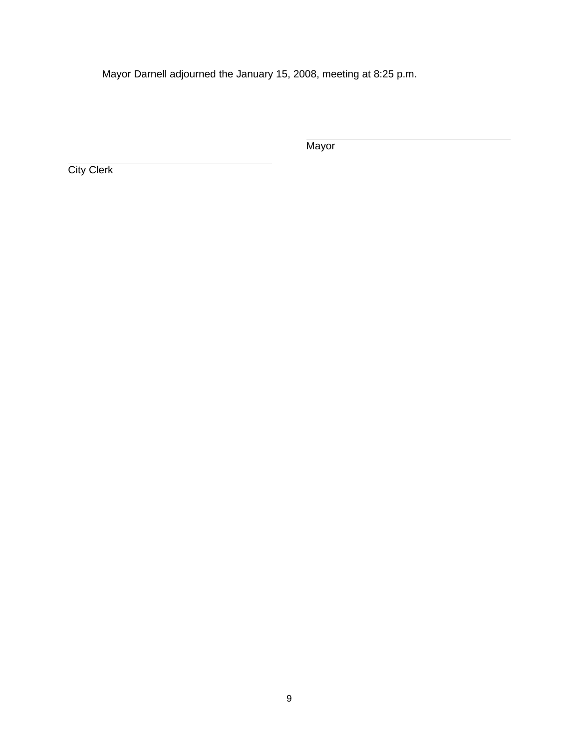Mayor Darnell adjourned the January 15, 2008, meeting at 8:25 p.m.

\_\_\_\_\_\_\_\_\_\_\_\_\_\_\_\_\_\_\_\_\_\_\_\_\_\_\_\_\_\_\_\_\_\_\_\_
Mayor

\_\_\_\_\_\_\_\_\_\_\_\_\_\_\_\_\_\_\_\_\_\_\_\_\_\_\_\_\_\_\_\_\_\_\_\_
City Clerk